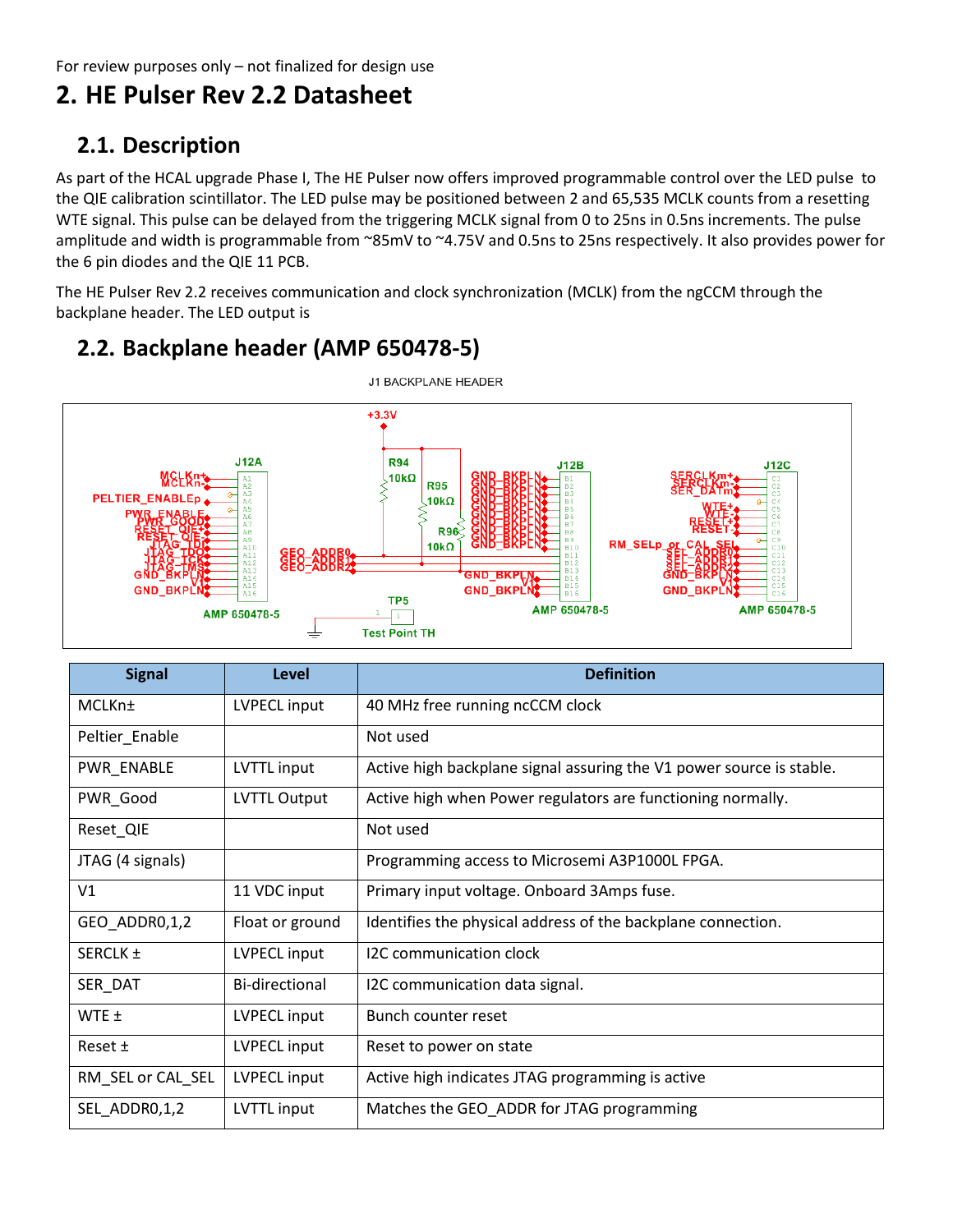## 2. HE Pulser Rev 2.2 Datasheet

### 2.1. Description

As part of the HCAL upgrade Phase I, The HE Pulser now offers improved programmable control over the LED pulse to the QIE calibration scintillator. The LED pulse may be positioned between 2 and 65,535 MCLK counts from a resetting WTE signal. This pulse can be delayed from the triggering MCLK signal from 0 to 25ns in 0.5ns increments. The pulse amplitude and width is programmable from ~85mV to ~4.75V and 0.5ns to 25ns respectively. It also provides power for the 6 pin diodes and the QIE 11 PCB.

The HE Pulser Rev 2.2 receives communication and clock synchronization (MCLK) from the ngCCM through the backplane header. The LED output is

### 2.2. Backplane header (AMP 650478-5)

J1 BACKPLANE HEADER

| Signal | Level | Definition |
|---|---|---|
| MCLKn± | LVPECL input | 40 MHz free running ncCCM clock |
| Peltier_Enable | | Not used |
| PWR_ENABLE | LVTTL input | Active high backplane signal assuring the V1 power source is stable. |
| PWR_Good | LVTTL Output | Active high when Power regulators are functioning normally. |
| Reset_QIE | | Not used |
| JTAG (4 signals) | | Programming access to Microsemi A3P1000L FPGA. |
| V1 | 11 VDC input | Primary input voltage. Onboard 3Amps fuse. |
| GEO_ADDR0,1,2 | Float or ground | Identifies the physical address of the backplane connection. |
| SERCLK ± | LVPECL input | I2C communication clock |
| SER_DAT | Bi-directional | I2C communication data signal. |
| WTE ± | LVPECL input | Bunch counter reset |
| Reset ± | LVPECL input | Reset to power on state |
| RM_SEL or CAL_SEL | LVPECL input | Active high indicates JTAG programming is active |
| SEL_ADDR0,1,2 | LVTTL input | Matches the GEO_ADDR for JTAG programming |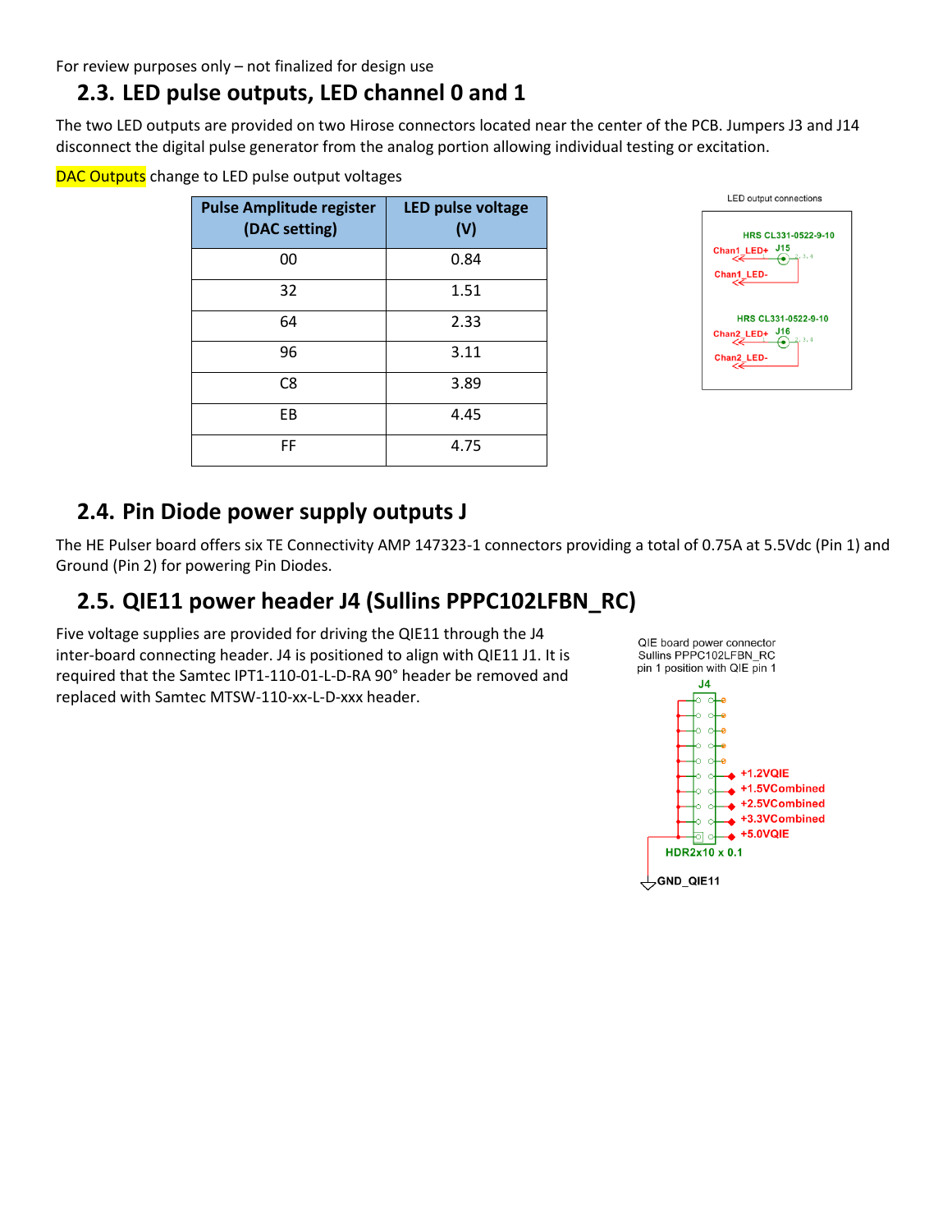For review purposes only – not finalized for design use

## 2.3. LED pulse outputs, LED channel 0 and 1

The two LED outputs are provided on two Hirose connectors located near the center of the PCB. Jumpers J3 and J14 disconnect the digital pulse generator from the analog portion allowing individual testing or excitation.

DAC Outputs change to LED pulse output voltages

| Pulse Amplitude register (DAC setting) | LED pulse voltage (V) |
|---|---|
| 00 | 0.84 |
| 32 | 1.51 |
| 64 | 2.33 |
| 96 | 3.11 |
| C8 | 3.89 |
| EB | 4.45 |
| FF | 4.75 |

LED output connections

HRS CL331-0522-9-10

Chan1_LED+ J15

Chan1_LED-

HRS CL331-0522-9-10

Chan2_LED+ J16

Chan2_LED-

## 2.4. Pin Diode power supply outputs J

The HE Pulser board offers six TE Connectivity AMP 147323-1 connectors providing a total of 0.75A at 5.5Vdc (Pin 1) and Ground (Pin 2) for powering Pin Diodes.

## 2.5. QIE11 power header J4 (Sullins PPPC102LFBN_RC)

Five voltage supplies are provided for driving the QIE11 through the J4 inter-board connecting header. J4 is positioned to align with QIE11 J1. It is required that the Samtec IPT1-110-01-L-D-RA 90° header be removed and replaced with Samtec MTSW-110-xx-L-D-xxx header.

QIE board power connector
Sullins PPPC102LFBN_RC
pin 1 position with QIE pin 1

J4

+1.2VQIE

+1.5VCombined

+2.5VCombined

+3.3VCombined

+5.0VQIE

HDR2x10 x 0.1

GND_QIE11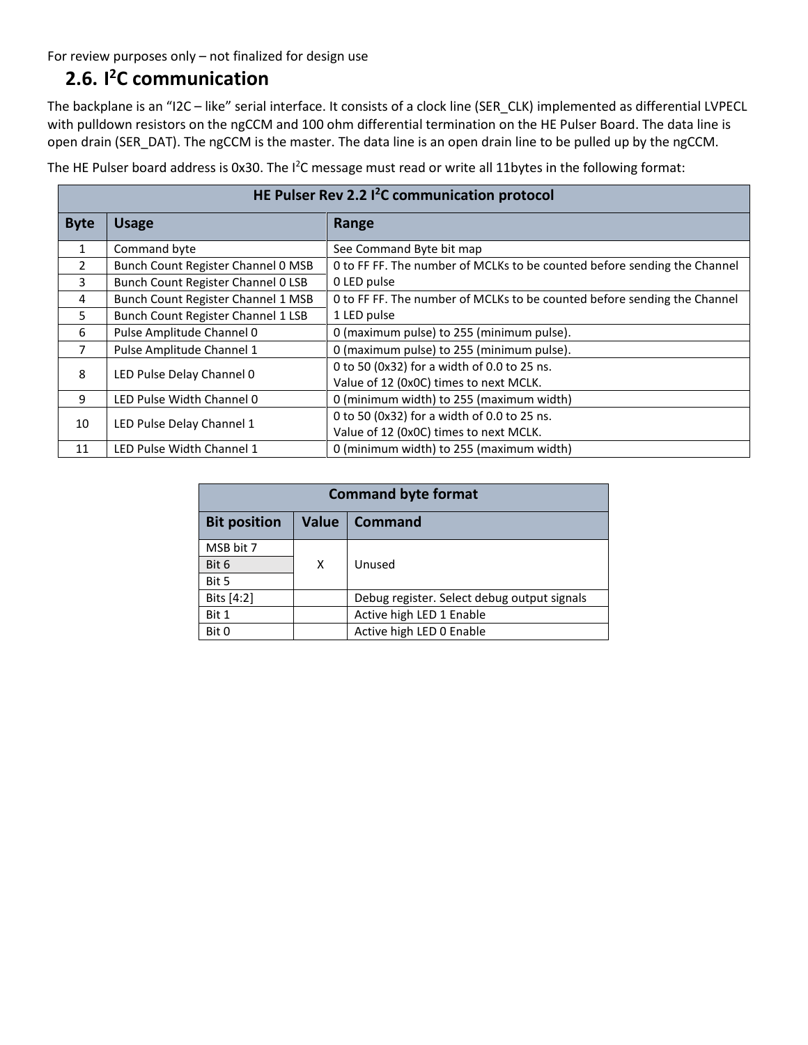For review purposes only – not finalized for design use

## 2.6. I²C communication

The backplane is an "I2C – like" serial interface. It consists of a clock line (SER_CLK) implemented as differential LVPECL with pulldown resistors on the ngCCM and 100 ohm differential termination on the HE Pulser Board. The data line is open drain (SER_DAT). The ngCCM is the master. The data line is an open drain line to be pulled up by the ngCCM.

The HE Pulser board address is 0x30. The I²C message must read or write all 11bytes in the following format:

| HE Pulser Rev 2.2 I²C communication protocol | | |
|---|---|---|
| **Byte** | **Usage** | **Range** |
| 1 | Command byte | See Command Byte bit map |
| 2 | Bunch Count Register Channel 0 MSB | 0 to FF FF. The number of MCLKs to be counted before sending the Channel 0 LED pulse |
| 3 | Bunch Count Register Channel 0 LSB | |
| 4 | Bunch Count Register Channel 1 MSB | 0 to FF FF. The number of MCLKs to be counted before sending the Channel 1 LED pulse |
| 5 | Bunch Count Register Channel 1 LSB | |
| 6 | Pulse Amplitude Channel 0 | 0 (maximum pulse) to 255 (minimum pulse). |
| 7 | Pulse Amplitude Channel 1 | 0 (maximum pulse) to 255 (minimum pulse). |
| 8 | LED Pulse Delay Channel 0 | 0 to 50 (0x32) for a width of 0.0 to 25 ns.<br>Value of 12 (0x0C) times to next MCLK. |
| 9 | LED Pulse Width Channel 0 | 0 (minimum width) to 255 (maximum width) |
| 10 | LED Pulse Delay Channel 1 | 0 to 50 (0x32) for a width of 0.0 to 25 ns.<br>Value of 12 (0x0C) times to next MCLK. |
| 11 | LED Pulse Width Channel 1 | 0 (minimum width) to 255 (maximum width) |

| Command byte format | | |
|---|---|---|
| **Bit position** | **Value** | **Command** |
| MSB bit 7 | X | Unused |
| Bit 6 | | |
| Bit 5 | | |
| Bits [4:2] | | Debug register. Select debug output signals |
| Bit 1 | | Active high LED 1 Enable |
| Bit 0 | | Active high LED 0 Enable |